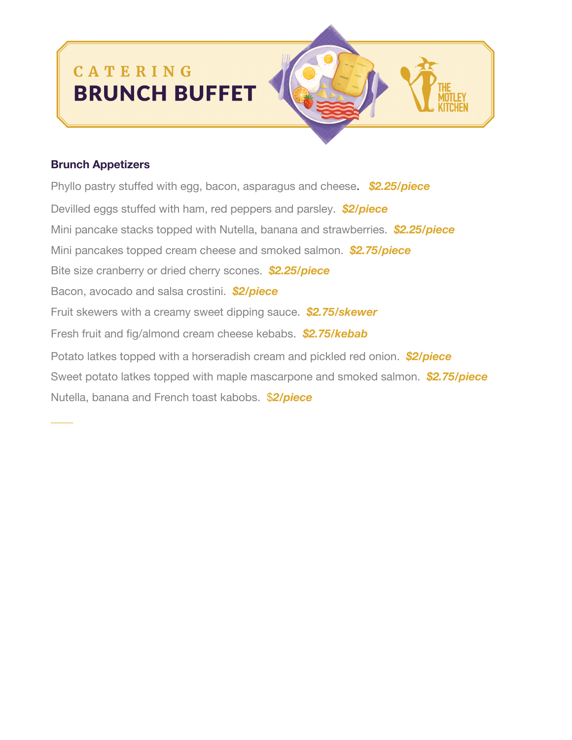CATERING

# BRUNCH BUFFET

THE MOTLEY KITCHEN

### Brunch Appetizers

Phyllo pastry stuffed with egg, bacon, asparagus and cheese. ***$2.25/piece***

Devilled eggs stuffed with ham, red peppers and parsley. ***$2/piece***

Mini pancake stacks topped with Nutella, banana and strawberries. ***$2.25/piece***

Mini pancakes topped cream cheese and smoked salmon. ***$2.75/piece***

Bite size cranberry or dried cherry scones. ***$2.25/piece***

Bacon, avocado and salsa crostini. ***$2/piece***

Fruit skewers with a creamy sweet dipping sauce. ***$2.75/skewer***

Fresh fruit and fig/almond cream cheese kebabs. ***$2.75/kebab***

Potato latkes topped with a horseradish cream and pickled red onion. ***$2/piece***

Sweet potato latkes topped with maple mascarpone and smoked salmon. ***$2.75/piece***

Nutella, banana and French toast kabobs. $***2/piece***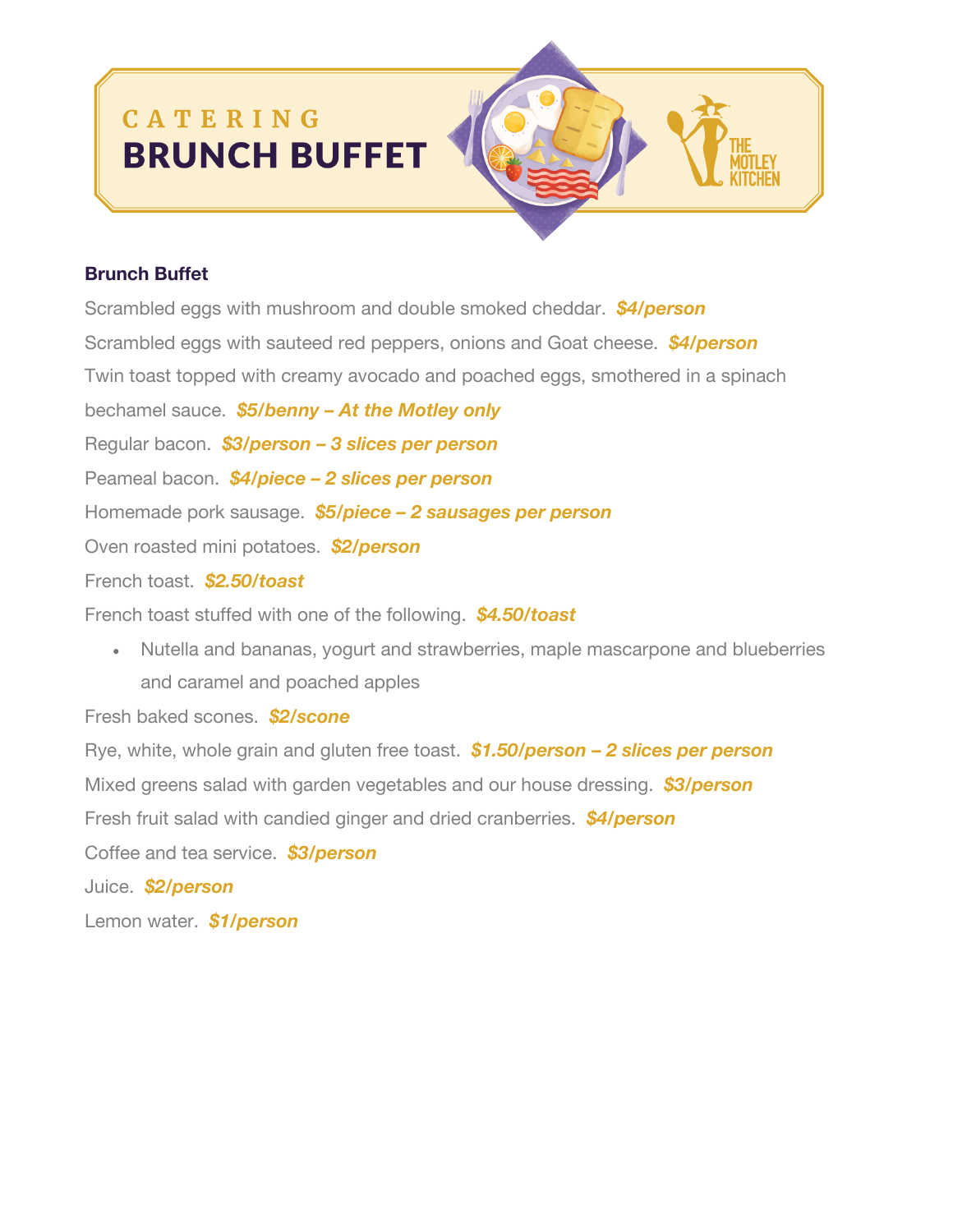# CATERING BRUNCH BUFFET

THE MOTLEY KITCHEN

**Brunch Buffet**

Scrambled eggs with mushroom and double smoked cheddar. ***$4/person***

Scrambled eggs with sauteed red peppers, onions and Goat cheese. ***$4/person***

Twin toast topped with creamy avocado and poached eggs, smothered in a spinach bechamel sauce. ***$5/benny – At the Motley only***

Regular bacon. ***$3/person – 3 slices per person***

Peameal bacon. ***$4/piece – 2 slices per person***

Homemade pork sausage. ***$5/piece – 2 sausages per person***

Oven roasted mini potatoes. ***$2/person***

French toast. ***$2.50/toast***

French toast stuffed with one of the following. ***$4.50/toast***

- Nutella and bananas, yogurt and strawberries, maple mascarpone and blueberries and caramel and poached apples

Fresh baked scones. ***$2/scone***

Rye, white, whole grain and gluten free toast. ***$1.50/person – 2 slices per person***

Mixed greens salad with garden vegetables and our house dressing. ***$3/person***

Fresh fruit salad with candied ginger and dried cranberries. ***$4/person***

Coffee and tea service. ***$3/person***

Juice. ***$2/person***

Lemon water. ***$1/person***